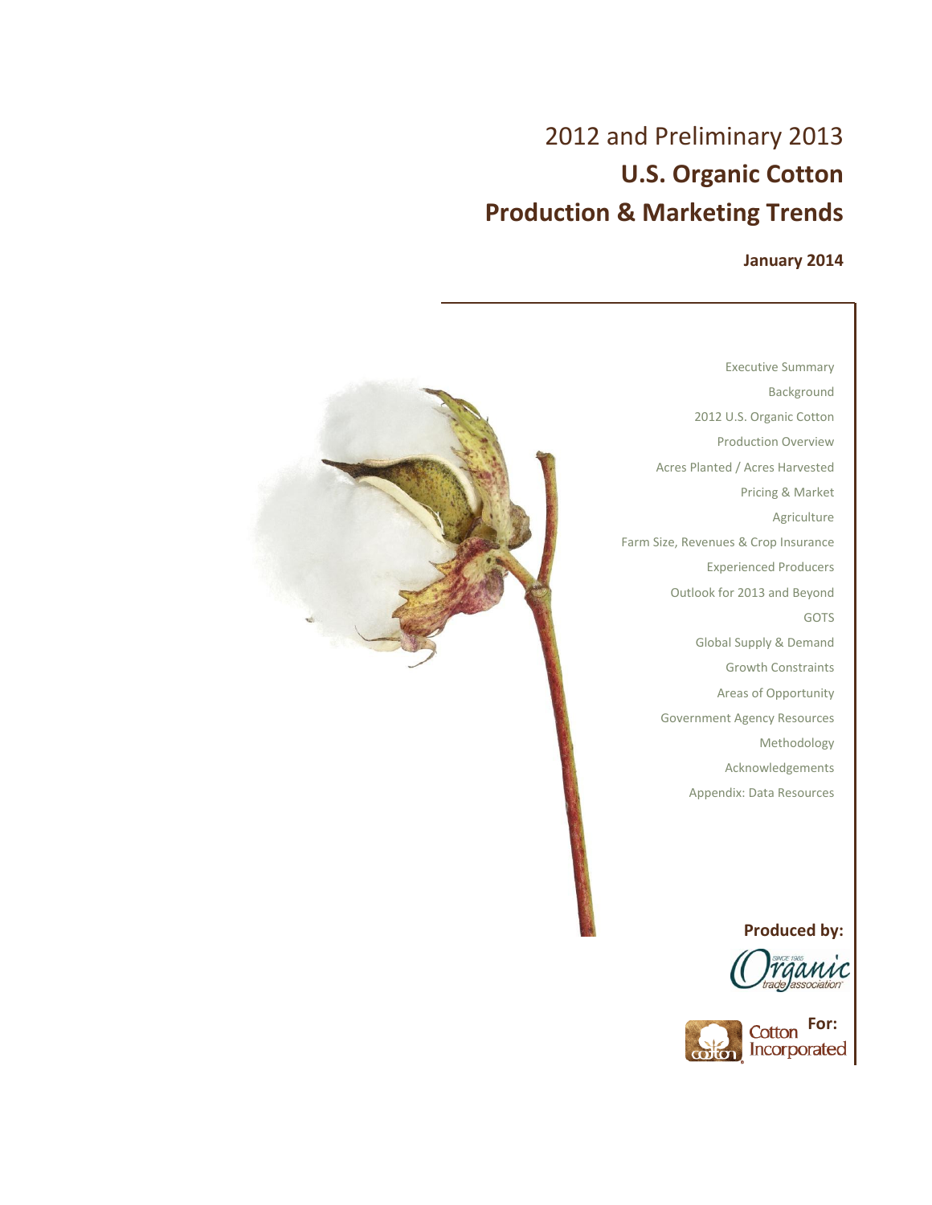# 2012 and Preliminary 2013

# **U.S. Organic Cotton Production & Marketing Trends**

**January 2014**

Executive Summary
Background
2012 U.S. Organic Cotton
Production Overview
Acres Planted / Acres Harvested
Pricing & Market
Agriculture
Farm Size, Revenues & Crop Insurance
Experienced Producers
Outlook for 2013 and Beyond
GOTS
Global Supply & Demand
Growth Constraints
Areas of Opportunity
Government Agency Resources
Methodology
Acknowledgements
Appendix: Data Resources

**Produced by:**

Organic trade association

**For:**

Cotton Incorporated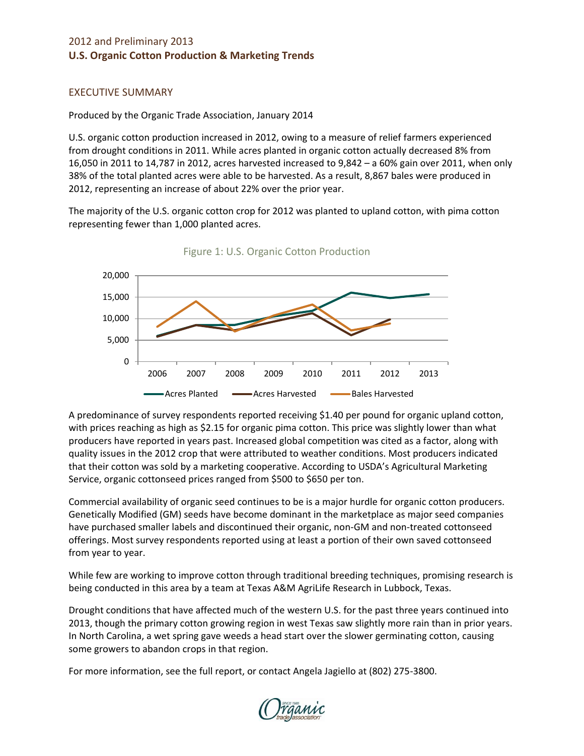2012 and Preliminary 2013

# U.S. Organic Cotton Production & Marketing Trends

## EXECUTIVE SUMMARY

Produced by the Organic Trade Association, January 2014

U.S. organic cotton production increased in 2012, owing to a measure of relief farmers experienced from drought conditions in 2011. While acres planted in organic cotton actually decreased 8% from 16,050 in 2011 to 14,787 in 2012, acres harvested increased to 9,842 – a 60% gain over 2011, when only 38% of the total planted acres were able to be harvested. As a result, 8,867 bales were produced in 2012, representing an increase of about 22% over the prior year.

The majority of the U.S. organic cotton crop for 2012 was planted to upland cotton, with pima cotton representing fewer than 1,000 planted acres.

Figure 1: U.S. Organic Cotton Production

A predominance of survey respondents reported receiving $1.40 per pound for organic upland cotton, with prices reaching as high as $2.15 for organic pima cotton. This price was slightly lower than what producers have reported in years past. Increased global competition was cited as a factor, along with quality issues in the 2012 crop that were attributed to weather conditions. Most producers indicated that their cotton was sold by a marketing cooperative. According to USDA's Agricultural Marketing Service, organic cottonseed prices ranged from $500 to $650 per ton.

Commercial availability of organic seed continues to be is a major hurdle for organic cotton producers. Genetically Modified (GM) seeds have become dominant in the marketplace as major seed companies have purchased smaller labels and discontinued their organic, non-GM and non-treated cottonseed offerings. Most survey respondents reported using at least a portion of their own saved cottonseed from year to year.

While few are working to improve cotton through traditional breeding techniques, promising research is being conducted in this area by a team at Texas A&M AgriLife Research in Lubbock, Texas.

Drought conditions that have affected much of the western U.S. for the past three years continued into 2013, though the primary cotton growing region in west Texas saw slightly more rain than in prior years. In North Carolina, a wet spring gave weeds a head start over the slower germinating cotton, causing some growers to abandon crops in that region.

For more information, see the full report, or contact Angela Jagiello at (802) 275-3800.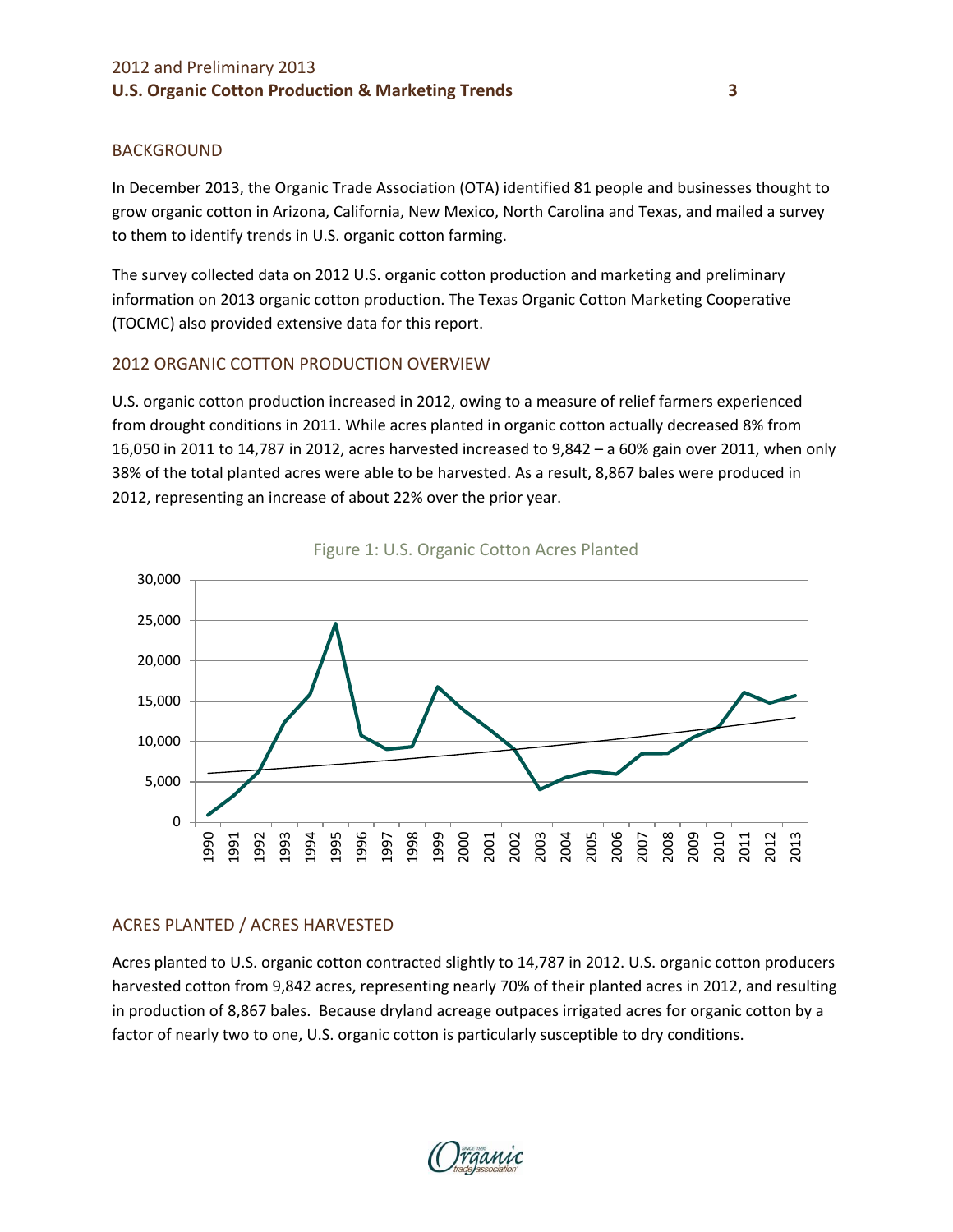## BACKGROUND

In December 2013, the Organic Trade Association (OTA) identified 81 people and businesses thought to grow organic cotton in Arizona, California, New Mexico, North Carolina and Texas, and mailed a survey to them to identify trends in U.S. organic cotton farming.

The survey collected data on 2012 U.S. organic cotton production and marketing and preliminary information on 2013 organic cotton production. The Texas Organic Cotton Marketing Cooperative (TOCMC) also provided extensive data for this report.

## 2012 ORGANIC COTTON PRODUCTION OVERVIEW

U.S. organic cotton production increased in 2012, owing to a measure of relief farmers experienced from drought conditions in 2011. While acres planted in organic cotton actually decreased 8% from 16,050 in 2011 to 14,787 in 2012, acres harvested increased to 9,842 – a 60% gain over 2011, when only 38% of the total planted acres were able to be harvested. As a result, 8,867 bales were produced in 2012, representing an increase of about 22% over the prior year.

Figure 1: U.S. Organic Cotton Acres Planted

## ACRES PLANTED / ACRES HARVESTED

Acres planted to U.S. organic cotton contracted slightly to 14,787 in 2012. U.S. organic cotton producers harvested cotton from 9,842 acres, representing nearly 70% of their planted acres in 2012, and resulting in production of 8,867 bales. Because dryland acreage outpaces irrigated acres for organic cotton by a factor of nearly two to one, U.S. organic cotton is particularly susceptible to dry conditions.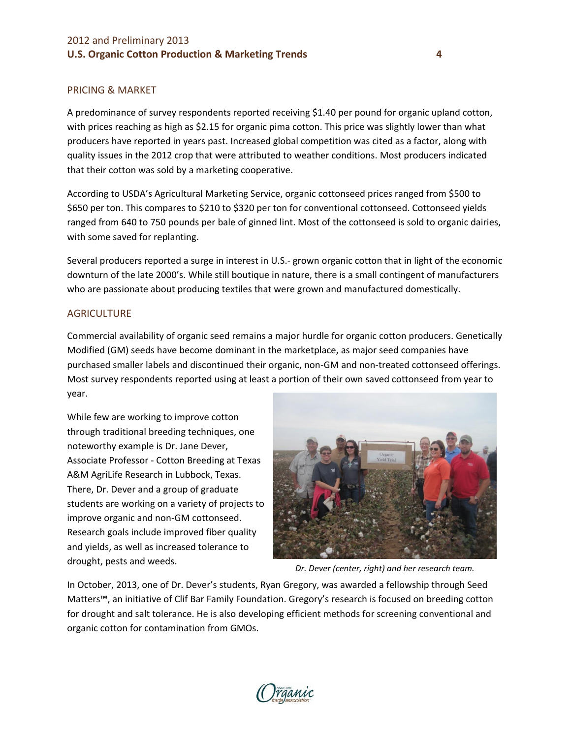## PRICING & MARKET

A predominance of survey respondents reported receiving $1.40 per pound for organic upland cotton, with prices reaching as high as $2.15 for organic pima cotton. This price was slightly lower than what producers have reported in years past. Increased global competition was cited as a factor, along with quality issues in the 2012 crop that were attributed to weather conditions. Most producers indicated that their cotton was sold by a marketing cooperative.

According to USDA's Agricultural Marketing Service, organic cottonseed prices ranged from $500 to $650 per ton. This compares to $210 to $320 per ton for conventional cottonseed. Cottonseed yields ranged from 640 to 750 pounds per bale of ginned lint. Most of the cottonseed is sold to organic dairies, with some saved for replanting.

Several producers reported a surge in interest in U.S.- grown organic cotton that in light of the economic downturn of the late 2000's. While still boutique in nature, there is a small contingent of manufacturers who are passionate about producing textiles that were grown and manufactured domestically.

## AGRICULTURE

Commercial availability of organic seed remains a major hurdle for organic cotton producers. Genetically Modified (GM) seeds have become dominant in the marketplace, as major seed companies have purchased smaller labels and discontinued their organic, non-GM and non-treated cottonseed offerings. Most survey respondents reported using at least a portion of their own saved cottonseed from year to year.

While few are working to improve cotton through traditional breeding techniques, one noteworthy example is Dr. Jane Dever, Associate Professor - Cotton Breeding at Texas A&M AgriLife Research in Lubbock, Texas. There, Dr. Dever and a group of graduate students are working on a variety of projects to improve organic and non-GM cottonseed. Research goals include improved fiber quality and yields, as well as increased tolerance to drought, pests and weeds.

*Dr. Dever (center, right) and her research team.*

In October, 2013, one of Dr. Dever's students, Ryan Gregory, was awarded a fellowship through Seed Matters™, an initiative of Clif Bar Family Foundation. Gregory's research is focused on breeding cotton for drought and salt tolerance. He is also developing efficient methods for screening conventional and organic cotton for contamination from GMOs.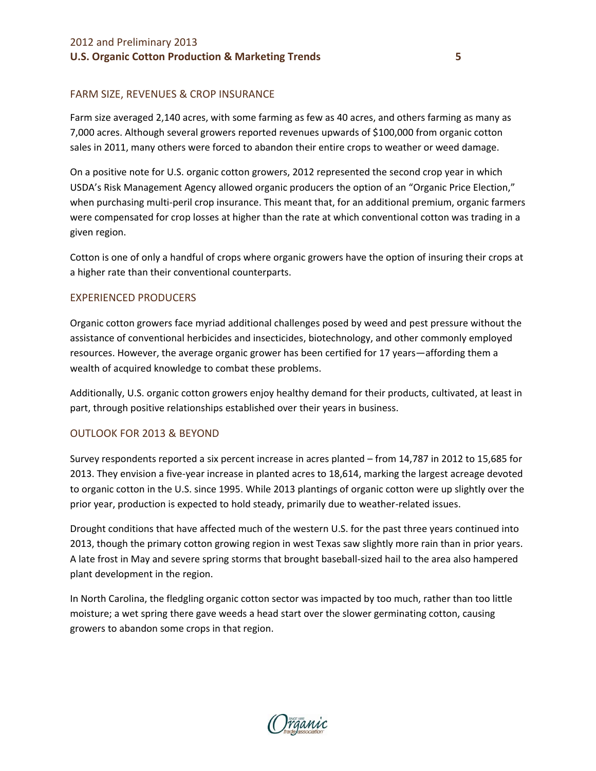## FARM SIZE, REVENUES & CROP INSURANCE

Farm size averaged 2,140 acres, with some farming as few as 40 acres, and others farming as many as 7,000 acres. Although several growers reported revenues upwards of $100,000 from organic cotton sales in 2011, many others were forced to abandon their entire crops to weather or weed damage.

On a positive note for U.S. organic cotton growers, 2012 represented the second crop year in which USDA's Risk Management Agency allowed organic producers the option of an "Organic Price Election," when purchasing multi-peril crop insurance. This meant that, for an additional premium, organic farmers were compensated for crop losses at higher than the rate at which conventional cotton was trading in a given region.

Cotton is one of only a handful of crops where organic growers have the option of insuring their crops at a higher rate than their conventional counterparts.

## EXPERIENCED PRODUCERS

Organic cotton growers face myriad additional challenges posed by weed and pest pressure without the assistance of conventional herbicides and insecticides, biotechnology, and other commonly employed resources. However, the average organic grower has been certified for 17 years—affording them a wealth of acquired knowledge to combat these problems.

Additionally, U.S. organic cotton growers enjoy healthy demand for their products, cultivated, at least in part, through positive relationships established over their years in business.

## OUTLOOK FOR 2013 & BEYOND

Survey respondents reported a six percent increase in acres planted – from 14,787 in 2012 to 15,685 for 2013. They envision a five-year increase in planted acres to 18,614, marking the largest acreage devoted to organic cotton in the U.S. since 1995. While 2013 plantings of organic cotton were up slightly over the prior year, production is expected to hold steady, primarily due to weather-related issues.

Drought conditions that have affected much of the western U.S. for the past three years continued into 2013, though the primary cotton growing region in west Texas saw slightly more rain than in prior years. A late frost in May and severe spring storms that brought baseball-sized hail to the area also hampered plant development in the region.

In North Carolina, the fledgling organic cotton sector was impacted by too much, rather than too little moisture; a wet spring there gave weeds a head start over the slower germinating cotton, causing growers to abandon some crops in that region.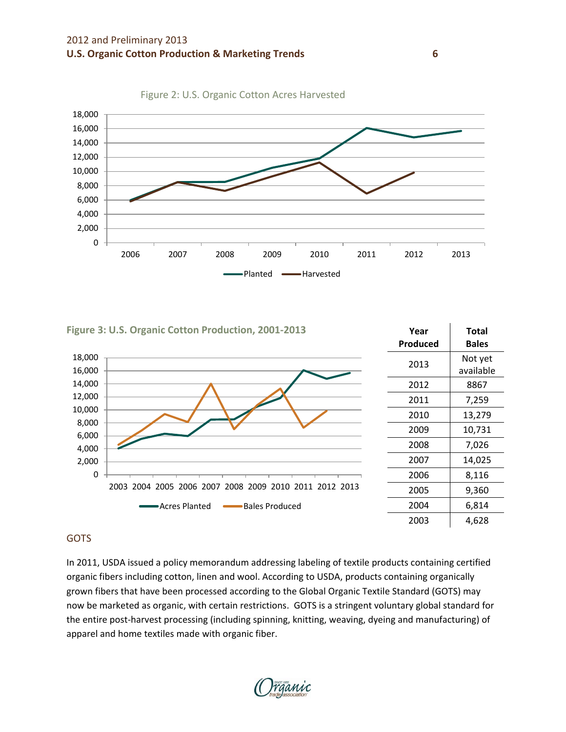Figure 2: U.S. Organic Cotton Acres Harvested

**Figure 3: U.S. Organic Cotton Production, 2001-2013**

| Year Produced | Total Bales |
|---|---|
| 2013 | Not yet available |
| 2012 | 8867 |
| 2011 | 7,259 |
| 2010 | 13,279 |
| 2009 | 10,731 |
| 2008 | 7,026 |
| 2007 | 14,025 |
| 2006 | 8,116 |
| 2005 | 9,360 |
| 2004 | 6,814 |
| 2003 | 4,628 |

## GOTS

In 2011, USDA issued a policy memorandum addressing labeling of textile products containing certified organic fibers including cotton, linen and wool. According to USDA, products containing organically grown fibers that have been processed according to the Global Organic Textile Standard (GOTS) may now be marketed as organic, with certain restrictions. GOTS is a stringent voluntary global standard for the entire post-harvest processing (including spinning, knitting, weaving, dyeing and manufacturing) of apparel and home textiles made with organic fiber.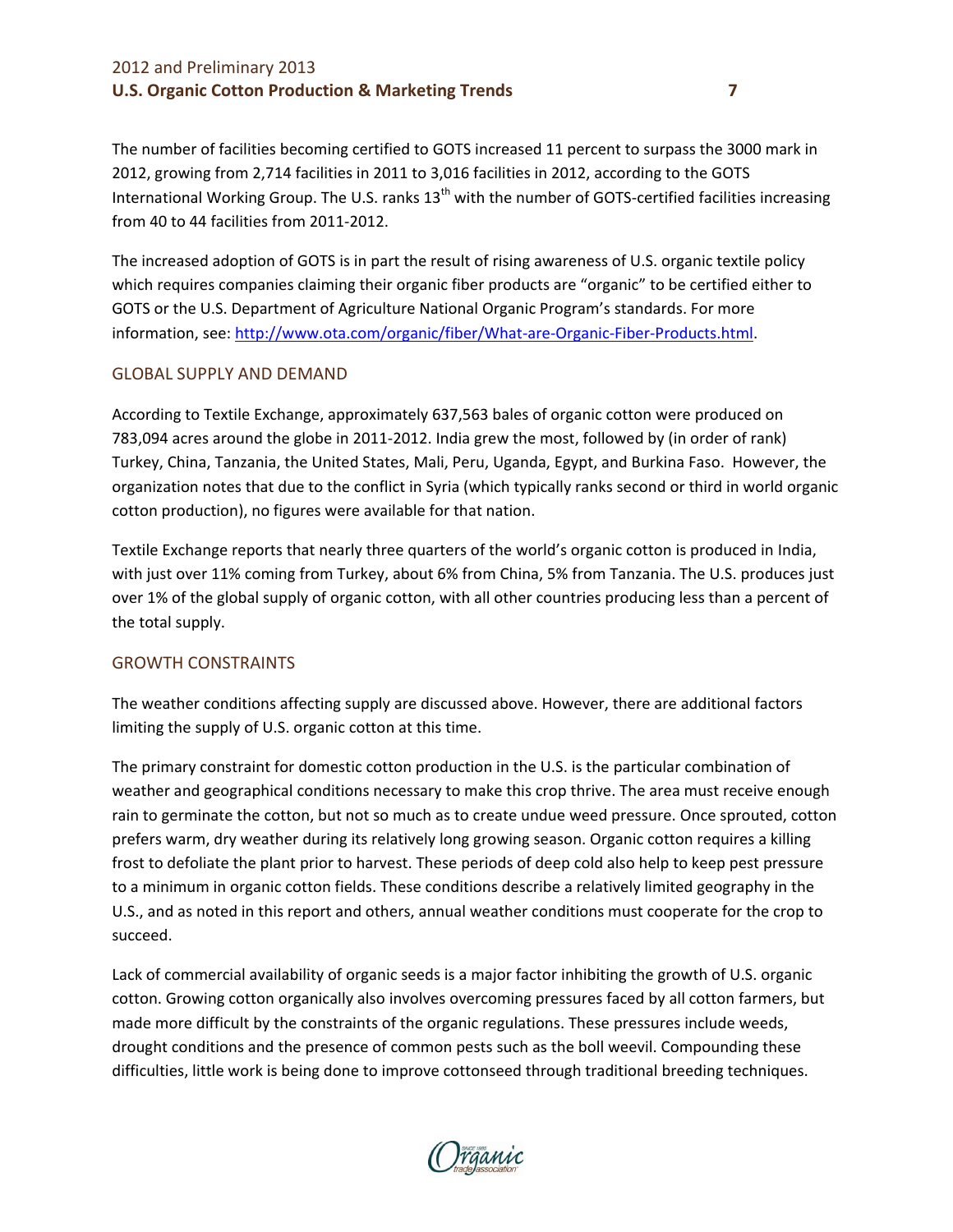The number of facilities becoming certified to GOTS increased 11 percent to surpass the 3000 mark in 2012, growing from 2,714 facilities in 2011 to 3,016 facilities in 2012, according to the GOTS International Working Group. The U.S. ranks 13th with the number of GOTS-certified facilities increasing from 40 to 44 facilities from 2011-2012.

The increased adoption of GOTS is in part the result of rising awareness of U.S. organic textile policy which requires companies claiming their organic fiber products are "organic" to be certified either to GOTS or the U.S. Department of Agriculture National Organic Program's standards. For more information, see: http://www.ota.com/organic/fiber/What-are-Organic-Fiber-Products.html.

## GLOBAL SUPPLY AND DEMAND

According to Textile Exchange, approximately 637,563 bales of organic cotton were produced on 783,094 acres around the globe in 2011-2012. India grew the most, followed by (in order of rank) Turkey, China, Tanzania, the United States, Mali, Peru, Uganda, Egypt, and Burkina Faso. However, the organization notes that due to the conflict in Syria (which typically ranks second or third in world organic cotton production), no figures were available for that nation.

Textile Exchange reports that nearly three quarters of the world's organic cotton is produced in India, with just over 11% coming from Turkey, about 6% from China, 5% from Tanzania. The U.S. produces just over 1% of the global supply of organic cotton, with all other countries producing less than a percent of the total supply.

## GROWTH CONSTRAINTS

The weather conditions affecting supply are discussed above. However, there are additional factors limiting the supply of U.S. organic cotton at this time.

The primary constraint for domestic cotton production in the U.S. is the particular combination of weather and geographical conditions necessary to make this crop thrive. The area must receive enough rain to germinate the cotton, but not so much as to create undue weed pressure. Once sprouted, cotton prefers warm, dry weather during its relatively long growing season. Organic cotton requires a killing frost to defoliate the plant prior to harvest. These periods of deep cold also help to keep pest pressure to a minimum in organic cotton fields. These conditions describe a relatively limited geography in the U.S., and as noted in this report and others, annual weather conditions must cooperate for the crop to succeed.

Lack of commercial availability of organic seeds is a major factor inhibiting the growth of U.S. organic cotton. Growing cotton organically also involves overcoming pressures faced by all cotton farmers, but made more difficult by the constraints of the organic regulations. These pressures include weeds, drought conditions and the presence of common pests such as the boll weevil. Compounding these difficulties, little work is being done to improve cottonseed through traditional breeding techniques.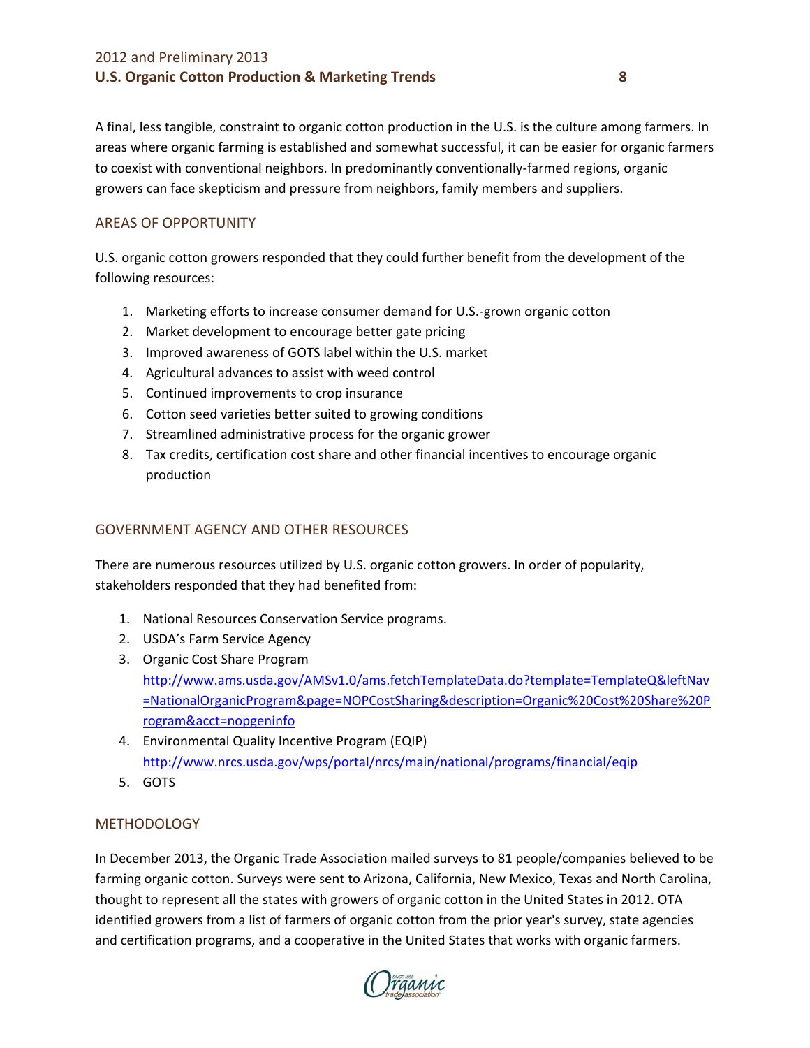A final, less tangible, constraint to organic cotton production in the U.S. is the culture among farmers. In areas where organic farming is established and somewhat successful, it can be easier for organic farmers to coexist with conventional neighbors. In predominantly conventionally-farmed regions, organic growers can face skepticism and pressure from neighbors, family members and suppliers.

## AREAS OF OPPORTUNITY

U.S. organic cotton growers responded that they could further benefit from the development of the following resources:

1. Marketing efforts to increase consumer demand for U.S.-grown organic cotton
2. Market development to encourage better gate pricing
3. Improved awareness of GOTS label within the U.S. market
4. Agricultural advances to assist with weed control
5. Continued improvements to crop insurance
6. Cotton seed varieties better suited to growing conditions
7. Streamlined administrative process for the organic grower
8. Tax credits, certification cost share and other financial incentives to encourage organic production

## GOVERNMENT AGENCY AND OTHER RESOURCES

There are numerous resources utilized by U.S. organic cotton growers. In order of popularity, stakeholders responded that they had benefited from:

1. National Resources Conservation Service programs.
2. USDA's Farm Service Agency
3. Organic Cost Share Program
   http://www.ams.usda.gov/AMSv1.0/ams.fetchTemplateData.do?template=TemplateQ&leftNav=NationalOrganicProgram&page=NOPCostSharing&description=Organic%20Cost%20Share%20Program&acct=nopgeninfo
4. Environmental Quality Incentive Program (EQIP)
   http://www.nrcs.usda.gov/wps/portal/nrcs/main/national/programs/financial/eqip
5. GOTS

## METHODOLOGY

In December 2013, the Organic Trade Association mailed surveys to 81 people/companies believed to be farming organic cotton. Surveys were sent to Arizona, California, New Mexico, Texas and North Carolina, thought to represent all the states with growers of organic cotton in the United States in 2012. OTA identified growers from a list of farmers of organic cotton from the prior year's survey, state agencies and certification programs, and a cooperative in the United States that works with organic farmers.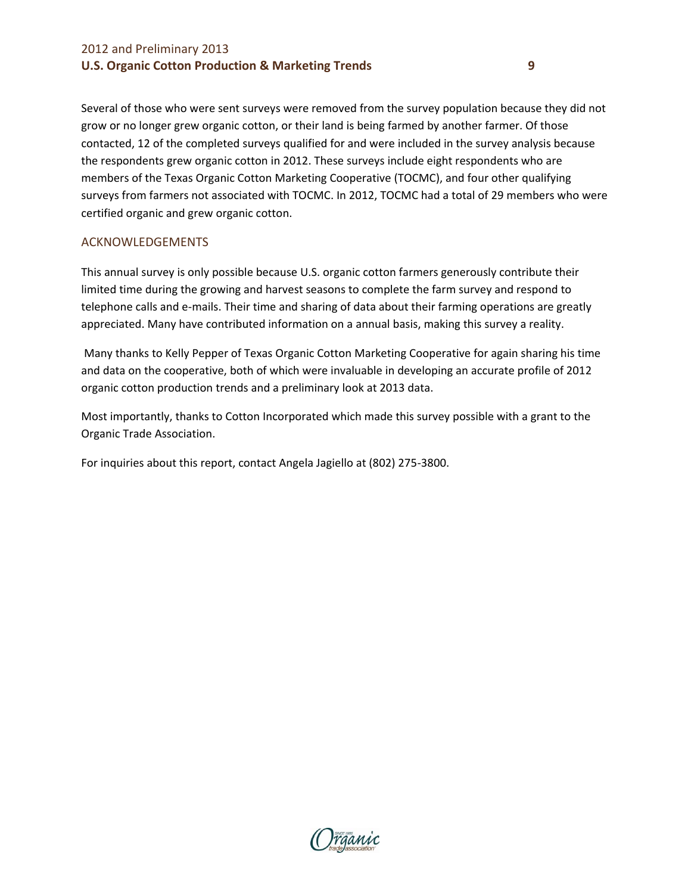Several of those who were sent surveys were removed from the survey population because they did not grow or no longer grew organic cotton, or their land is being farmed by another farmer. Of those contacted, 12 of the completed surveys qualified for and were included in the survey analysis because the respondents grew organic cotton in 2012. These surveys include eight respondents who are members of the Texas Organic Cotton Marketing Cooperative (TOCMC), and four other qualifying surveys from farmers not associated with TOCMC. In 2012, TOCMC had a total of 29 members who were certified organic and grew organic cotton.

## ACKNOWLEDGEMENTS

This annual survey is only possible because U.S. organic cotton farmers generously contribute their limited time during the growing and harvest seasons to complete the farm survey and respond to telephone calls and e-mails. Their time and sharing of data about their farming operations are greatly appreciated. Many have contributed information on a annual basis, making this survey a reality.

Many thanks to Kelly Pepper of Texas Organic Cotton Marketing Cooperative for again sharing his time and data on the cooperative, both of which were invaluable in developing an accurate profile of 2012 organic cotton production trends and a preliminary look at 2013 data.

Most importantly, thanks to Cotton Incorporated which made this survey possible with a grant to the Organic Trade Association.

For inquiries about this report, contact Angela Jagiello at (802) 275-3800.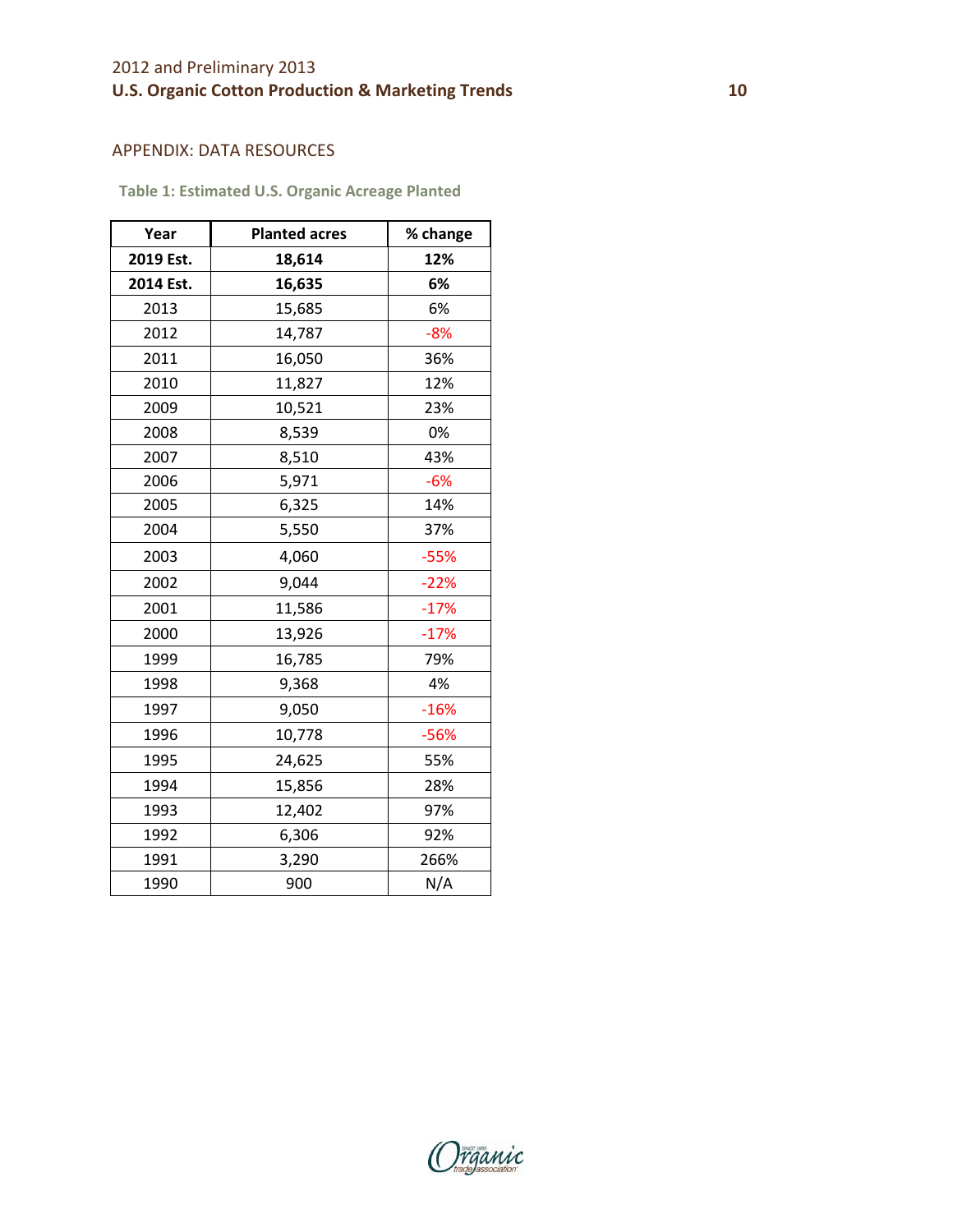## APPENDIX: DATA RESOURCES

**Table 1: Estimated U.S. Organic Acreage Planted**

| Year | Planted acres | % change |
|---|---|---|
| **2019 Est.** | **18,614** | **12%** |
| **2014 Est.** | **16,635** | **6%** |
| 2013 | 15,685 | 6% |
| 2012 | 14,787 | -8% |
| 2011 | 16,050 | 36% |
| 2010 | 11,827 | 12% |
| 2009 | 10,521 | 23% |
| 2008 | 8,539 | 0% |
| 2007 | 8,510 | 43% |
| 2006 | 5,971 | -6% |
| 2005 | 6,325 | 14% |
| 2004 | 5,550 | 37% |
| 2003 | 4,060 | -55% |
| 2002 | 9,044 | -22% |
| 2001 | 11,586 | -17% |
| 2000 | 13,926 | -17% |
| 1999 | 16,785 | 79% |
| 1998 | 9,368 | 4% |
| 1997 | 9,050 | -16% |
| 1996 | 10,778 | -56% |
| 1995 | 24,625 | 55% |
| 1994 | 15,856 | 28% |
| 1993 | 12,402 | 97% |
| 1992 | 6,306 | 92% |
| 1991 | 3,290 | 266% |
| 1990 | 900 | N/A |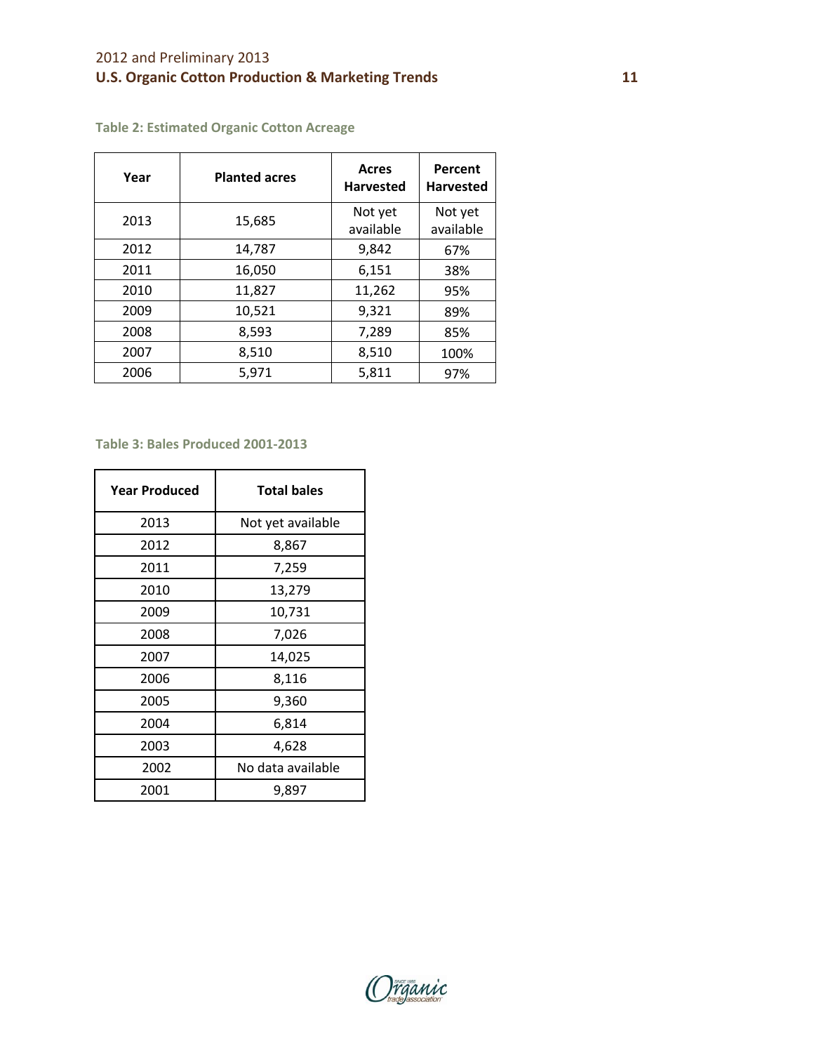**Table 2: Estimated Organic Cotton Acreage**

| Year | Planted acres | Acres Harvested | Percent Harvested |
|---|---|---|---|
| 2013 | 15,685 | Not yet available | Not yet available |
| 2012 | 14,787 | 9,842 | 67% |
| 2011 | 16,050 | 6,151 | 38% |
| 2010 | 11,827 | 11,262 | 95% |
| 2009 | 10,521 | 9,321 | 89% |
| 2008 | 8,593 | 7,289 | 85% |
| 2007 | 8,510 | 8,510 | 100% |
| 2006 | 5,971 | 5,811 | 97% |

**Table 3: Bales Produced 2001-2013**

| Year Produced | Total bales |
|---|---|
| 2013 | Not yet available |
| 2012 | 8,867 |
| 2011 | 7,259 |
| 2010 | 13,279 |
| 2009 | 10,731 |
| 2008 | 7,026 |
| 2007 | 14,025 |
| 2006 | 8,116 |
| 2005 | 9,360 |
| 2004 | 6,814 |
| 2003 | 4,628 |
| 2002 | No data available |
| 2001 | 9,897 |